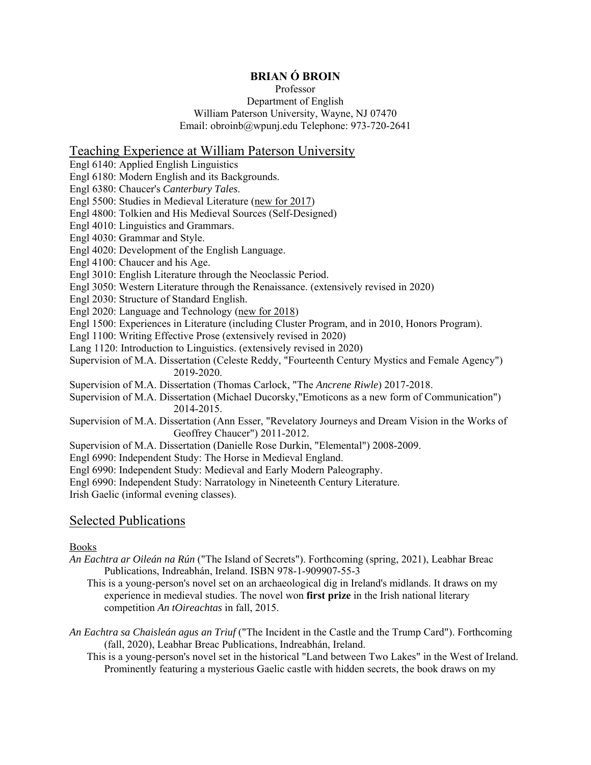# BRIAN Ó BROIN

Professor
Department of English
William Paterson University, Wayne, NJ 07470
Email: obroinb@wpunj.edu Telephone: 973-720-2641

## Teaching Experience at William Paterson University

Engl 6140: Applied English Linguistics
Engl 6180: Modern English and its Backgrounds.
Engl 6380: Chaucer's *Canterbury Tales*.
Engl 5500: Studies in Medieval Literature (new for 2017)
Engl 4800: Tolkien and His Medieval Sources (Self-Designed)
Engl 4010: Linguistics and Grammars.
Engl 4030: Grammar and Style.
Engl 4020: Development of the English Language.
Engl 4100: Chaucer and his Age.
Engl 3010: English Literature through the Neoclassic Period.
Engl 3050: Western Literature through the Renaissance. (extensively revised in 2020)
Engl 2030: Structure of Standard English.
Engl 2020: Language and Technology (new for 2018)
Engl 1500: Experiences in Literature (including Cluster Program, and in 2010, Honors Program).
Engl 1100: Writing Effective Prose (extensively revised in 2020)
Lang 1120: Introduction to Linguistics. (extensively revised in 2020)
Supervision of M.A. Dissertation (Celeste Reddy, "Fourteenth Century Mystics and Female Agency") 2019-2020.
Supervision of M.A. Dissertation (Thomas Carlock, "The *Ancrene Riwle*) 2017-2018.
Supervision of M.A. Dissertation (Michael Ducorsky,"Emoticons as a new form of Communication") 2014-2015.
Supervision of M.A. Dissertation (Ann Esser, "Revelatory Journeys and Dream Vision in the Works of Geoffrey Chaucer") 2011-2012.
Supervision of M.A. Dissertation (Danielle Rose Durkin, "Elemental") 2008-2009.
Engl 6990: Independent Study: The Horse in Medieval England.
Engl 6990: Independent Study: Medieval and Early Modern Paleography.
Engl 6990: Independent Study: Narratology in Nineteenth Century Literature.
Irish Gaelic (informal evening classes).

## Selected Publications

### Books

*An Eachtra ar Oileán na Rún* ("The Island of Secrets"). Forthcoming (spring, 2021), Leabhar Breac Publications, Indreabhán, Ireland. ISBN 978-1-909907-55-3

This is a young-person's novel set on an archaeological dig in Ireland's midlands. It draws on my experience in medieval studies. The novel won **first prize** in the Irish national literary competition *An tOireachtas* in fall, 2015.

*An Eachtra sa Chaisleán agus an Triuf* ("The Incident in the Castle and the Trump Card"). Forthcoming (fall, 2020), Leabhar Breac Publications, Indreabhán, Ireland.

This is a young-person's novel set in the historical "Land between Two Lakes" in the West of Ireland. Prominently featuring a mysterious Gaelic castle with hidden secrets, the book draws on my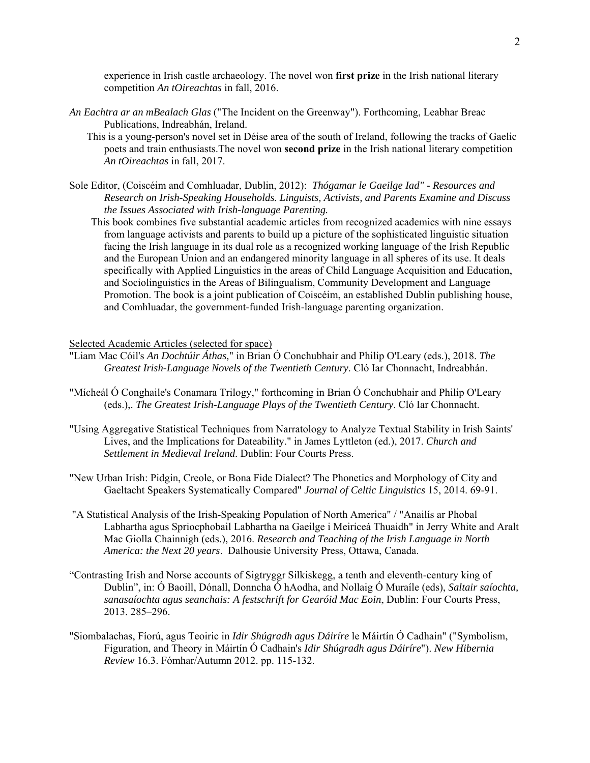experience in Irish castle archaeology. The novel won **first prize** in the Irish national literary competition *An tOireachtas* in fall, 2016.

*An Eachtra ar an mBealach Glas* ("The Incident on the Greenway"). Forthcoming, Leabhar Breac Publications, Indreabhán, Ireland.

This is a young-person's novel set in Déise area of the south of Ireland, following the tracks of Gaelic poets and train enthusiasts.The novel won **second prize** in the Irish national literary competition *An tOireachtas* in fall, 2017.

Sole Editor, (Coiscéim and Comhluadar, Dublin, 2012): *Thógamar le Gaeilge Iad" - Resources and Research on Irish-Speaking Households. Linguists, Activists, and Parents Examine and Discuss the Issues Associated with Irish-language Parenting.*

This book combines five substantial academic articles from recognized academics with nine essays from language activists and parents to build up a picture of the sophisticated linguistic situation facing the Irish language in its dual role as a recognized working language of the Irish Republic and the European Union and an endangered minority language in all spheres of its use. It deals specifically with Applied Linguistics in the areas of Child Language Acquisition and Education, and Sociolinguistics in the Areas of Bilingualism, Community Development and Language Promotion. The book is a joint publication of Coiscéim, an established Dublin publishing house, and Comhluadar, the government-funded Irish-language parenting organization.

Selected Academic Articles (selected for space)

"Liam Mac Cóil's *An Dochtúir Áthas,*" in Brian Ó Conchubhair and Philip O'Leary (eds.), 2018. *The Greatest Irish-Language Novels of the Twentieth Century*. Cló Iar Chonnacht, Indreabhán.

"Mícheál Ó Conghaile's Conamara Trilogy," forthcoming in Brian Ó Conchubhair and Philip O'Leary (eds.),. *The Greatest Irish-Language Plays of the Twentieth Century*. Cló Iar Chonnacht.

"Using Aggregative Statistical Techniques from Narratology to Analyze Textual Stability in Irish Saints' Lives, and the Implications for Dateability." in James Lyttleton (ed.), 2017. *Church and Settlement in Medieval Ireland*. Dublin: Four Courts Press.

"New Urban Irish: Pidgin, Creole, or Bona Fide Dialect? The Phonetics and Morphology of City and Gaeltacht Speakers Systematically Compared" *Journal of Celtic Linguistics* 15, 2014. 69-91.

"A Statistical Analysis of the Irish-Speaking Population of North America" / "Anailís ar Phobal Labhartha agus Spriocphobail Labhartha na Gaeilge i Meiriceá Thuaidh" in Jerry White and Aralt Mac Giolla Chainnigh (eds.), 2016. *Research and Teaching of the Irish Language in North America: the Next 20 years*. Dalhousie University Press, Ottawa, Canada.

"Contrasting Irish and Norse accounts of Sigtryggr Silkiskegg, a tenth and eleventh-century king of Dublin", in: Ó Baoill, Dónall, Donncha Ó hAodha, and Nollaig Ó Muraíle (eds), *Saltair saíochta, sanasaíochta agus seanchais: A festschrift for Gearóid Mac Eoin*, Dublin: Four Courts Press, 2013. 285–296.

"Siombalachas, Fíorú, agus Teoiric in *Idir Shúgradh agus Dáiríre* le Máirtín Ó Cadhain" ("Symbolism, Figuration, and Theory in Máirtín Ó Cadhain's *Idir Shúgradh agus Dáiríre*"). *New Hibernia Review* 16.3. Fómhar/Autumn 2012. pp. 115-132.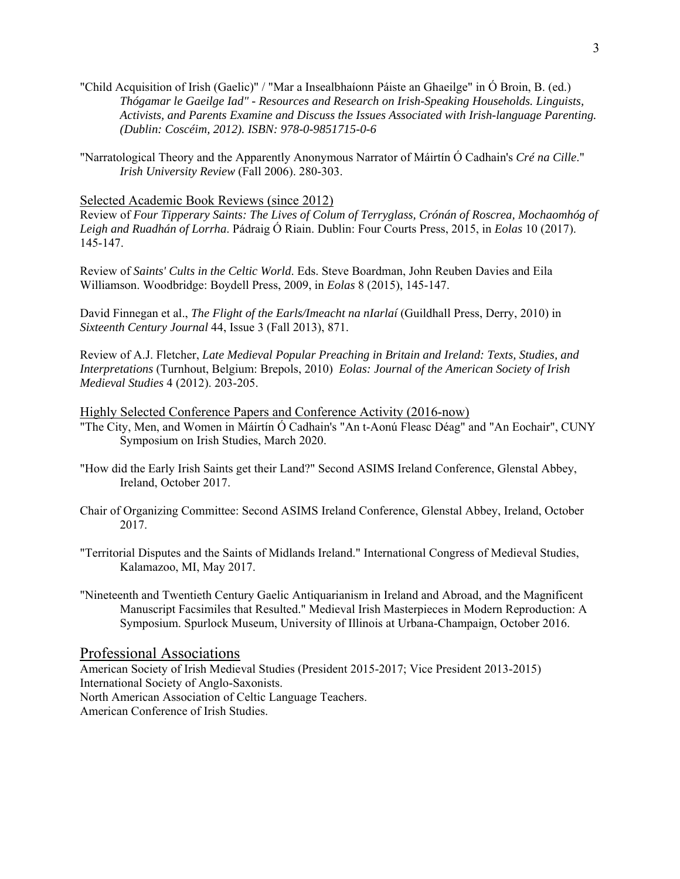"Child Acquisition of Irish (Gaelic)" / "Mar a Insealbhaíonn Páiste an Ghaeilge" in Ó Broin, B. (ed.) *Thógamar le Gaeilge Iad" - Resources and Research on Irish-Speaking Households. Linguists, Activists, and Parents Examine and Discuss the Issues Associated with Irish-language Parenting. (Dublin: Coscéim, 2012). ISBN: 978-0-9851715-0-6*

"Narratological Theory and the Apparently Anonymous Narrator of Máirtín Ó Cadhain's *Cré na Cille*." *Irish University Review* (Fall 2006). 280-303.

### Selected Academic Book Reviews (since 2012)

Review of *Four Tipperary Saints: The Lives of Colum of Terryglass, Crónán of Roscrea, Mochaomhóg of Leigh and Ruadhán of Lorrha*. Pádraig Ó Riain. Dublin: Four Courts Press, 2015, in *Eolas* 10 (2017). 145-147.

Review of *Saints' Cults in the Celtic World*. Eds. Steve Boardman, John Reuben Davies and Eila Williamson. Woodbridge: Boydell Press, 2009, in *Eolas* 8 (2015), 145-147.

David Finnegan et al., *The Flight of the Earls/Imeacht na nIarlaí* (Guildhall Press, Derry, 2010) in *Sixteenth Century Journal* 44, Issue 3 (Fall 2013), 871.

Review of A.J. Fletcher, *Late Medieval Popular Preaching in Britain and Ireland: Texts, Studies, and Interpretations* (Turnhout, Belgium: Brepols, 2010) *Eolas: Journal of the American Society of Irish Medieval Studies* 4 (2012). 203-205.

### Highly Selected Conference Papers and Conference Activity (2016-now)

"The City, Men, and Women in Máirtín Ó Cadhain's "An t-Aonú Fleasc Déag" and "An Eochair", CUNY Symposium on Irish Studies, March 2020.

"How did the Early Irish Saints get their Land?" Second ASIMS Ireland Conference, Glenstal Abbey, Ireland, October 2017.

Chair of Organizing Committee: Second ASIMS Ireland Conference, Glenstal Abbey, Ireland, October 2017.

"Territorial Disputes and the Saints of Midlands Ireland." International Congress of Medieval Studies, Kalamazoo, MI, May 2017.

"Nineteenth and Twentieth Century Gaelic Antiquarianism in Ireland and Abroad, and the Magnificent Manuscript Facsimiles that Resulted." Medieval Irish Masterpieces in Modern Reproduction: A Symposium. Spurlock Museum, University of Illinois at Urbana-Champaign, October 2016.

## Professional Associations

American Society of Irish Medieval Studies (President 2015-2017; Vice President 2013-2015)
International Society of Anglo-Saxonists.
North American Association of Celtic Language Teachers.
American Conference of Irish Studies.